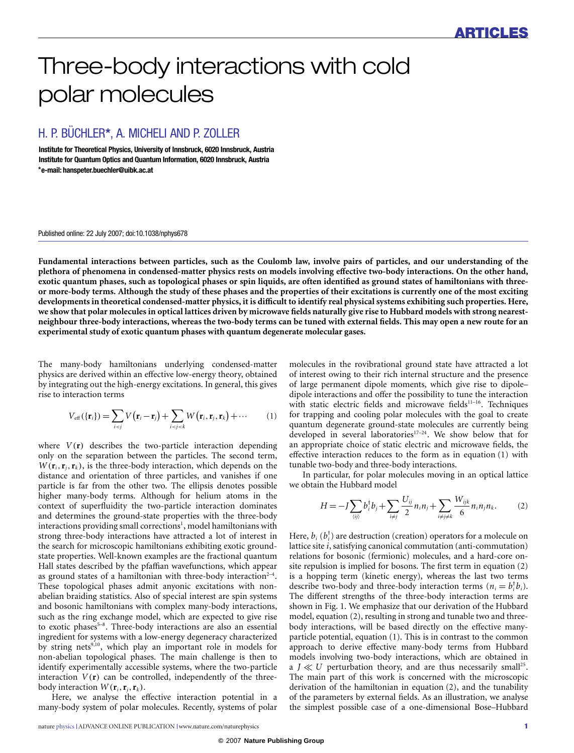# Three-body interactions with cold polar molecules

## H. P. BÜCHLER*, A. MICHELI AND P. ZOLLER

**Institute for Theoretical Physics, University of Innsbruck, 6020 Innsbruck, Austria**
**Institute for Quantum Optics and Quantum Information, 6020 Innsbruck, Austria**
***e-mail: hanspeter.buechler@uibk.ac.at**

Published online: 22 July 2007; doi:10.1038/nphys678

**Fundamental interactions between particles, such as the Coulomb law, involve pairs of particles, and our understanding of the plethora of phenomena in condensed-matter physics rests on models involving effective two-body interactions. On the other hand, exotic quantum phases, such as topological phases or spin liquids, are often identified as ground states of hamiltonians with three- or more-body terms. Although the study of these phases and the properties of their excitations is currently one of the most exciting developments in theoretical condensed-matter physics, it is difficult to identify real physical systems exhibiting such properties. Here, we show that polar molecules in optical lattices driven by microwave fields naturally give rise to Hubbard models with strong nearest-neighbour three-body interactions, whereas the two-body terms can be tuned with external fields. This may open a new route for an experimental study of exotic quantum phases with quantum degenerate molecular gases.**

The many-body hamiltonians underlying condensed-matter physics are derived within an effective low-energy theory, obtained by integrating out the high-energy excitations. In general, this gives rise to interaction terms

$$V_{\rm eff}(\{\mathbf{r}_i\}) = \sum_{i<j} V\left(\mathbf{r}_i - \mathbf{r}_j\right) + \sum_{i<j<k} W\left(\mathbf{r}_i, \mathbf{r}_j, \mathbf{r}_k\right) + \cdots \qquad (1)$$

where $V(\mathbf{r})$ describes the two-particle interaction depending only on the separation between the particles. The second term, $W(\mathbf{r}_i, \mathbf{r}_j, \mathbf{r}_k)$, is the three-body interaction, which depends on the distance and orientation of three particles, and vanishes if one particle is far from the other two. The ellipsis denotes possible higher many-body terms. Although for helium atoms in the context of superfluidity the two-particle interaction dominates and determines the ground-state properties with the three-body interactions providing small corrections[1], model hamiltonians with strong three-body interactions have attracted a lot of interest in the search for microscopic hamiltonians exhibiting exotic ground-state properties. Well-known examples are the fractional quantum Hall states described by the pfaffian wavefunctions, which appear as ground states of a hamiltonian with three-body interaction[2–4]. These topological phases admit anyonic excitations with non-abelian braiding statistics. Also of special interest are spin systems and bosonic hamiltonians with complex many-body interactions, such as the ring exchange model, which are expected to give rise to exotic phases[5–8]. Three-body interactions are also an essential ingredient for systems with a low-energy degeneracy characterized by string nets[9,10], which play an important role in models for non-abelian topological phases. The main challenge is then to identify experimentally accessible systems, where the two-particle interaction $V(\mathbf{r})$ can be controlled, independently of the three-body interaction $W(\mathbf{r}_i, \mathbf{r}_j, \mathbf{r}_k)$.

Here, we analyse the effective interaction potential in a many-body system of polar molecules. Recently, systems of polar molecules in the rovibrational ground state have attracted a lot of interest owing to their rich internal structure and the presence of large permanent dipole moments, which give rise to dipole–dipole interactions and offer the possibility to tune the interaction with static electric fields and microwave fields[11–16]. Techniques for trapping and cooling polar molecules with the goal to create quantum degenerate ground-state molecules are currently being developed in several laboratories[17–24]. We show below that for an appropriate choice of static electric and microwave fields, the effective interaction reduces to the form as in equation (1) with tunable two-body and three-body interactions.

In particular, for polar molecules moving in an optical lattice we obtain the Hubbard model

$$H = -J\sum_{\langle ij\rangle} b_i^\dagger b_j + \sum_{i\neq j} \frac{U_{ij}}{2} n_i n_j + \sum_{i\neq j\neq k} \frac{W_{ijk}}{6} n_i n_j n_k. \qquad (2)$$

Here, $b_i$ ($b_i^\dagger$) are destruction (creation) operators for a molecule on lattice site $i$, satisfying canonical commutation (anti-commutation) relations for bosonic (fermionic) molecules, and a hard-core on-site repulsion is implied for bosons. The first term in equation (2) is a hopping term (kinetic energy), whereas the last two terms describe two-body and three-body interaction terms ($n_i = b_i^\dagger b_i$). The different strengths of the three-body interaction terms are shown in Fig. 1. We emphasize that our derivation of the Hubbard model, equation (2), resulting in strong and tunable two and three-body interactions, will be based directly on the effective many-particle potential, equation (1). This is in contrast to the common approach to derive effective many-body terms from Hubbard models involving two-body interactions, which are obtained in a $J \ll U$ perturbation theory, and are thus necessarily small[25]. The main part of this work is concerned with the microscopic derivation of the hamiltonian in equation (2), and the tunability of the parameters by external fields. As an illustration, we analyse the simplest possible case of a one-dimensional Bose–Hubbard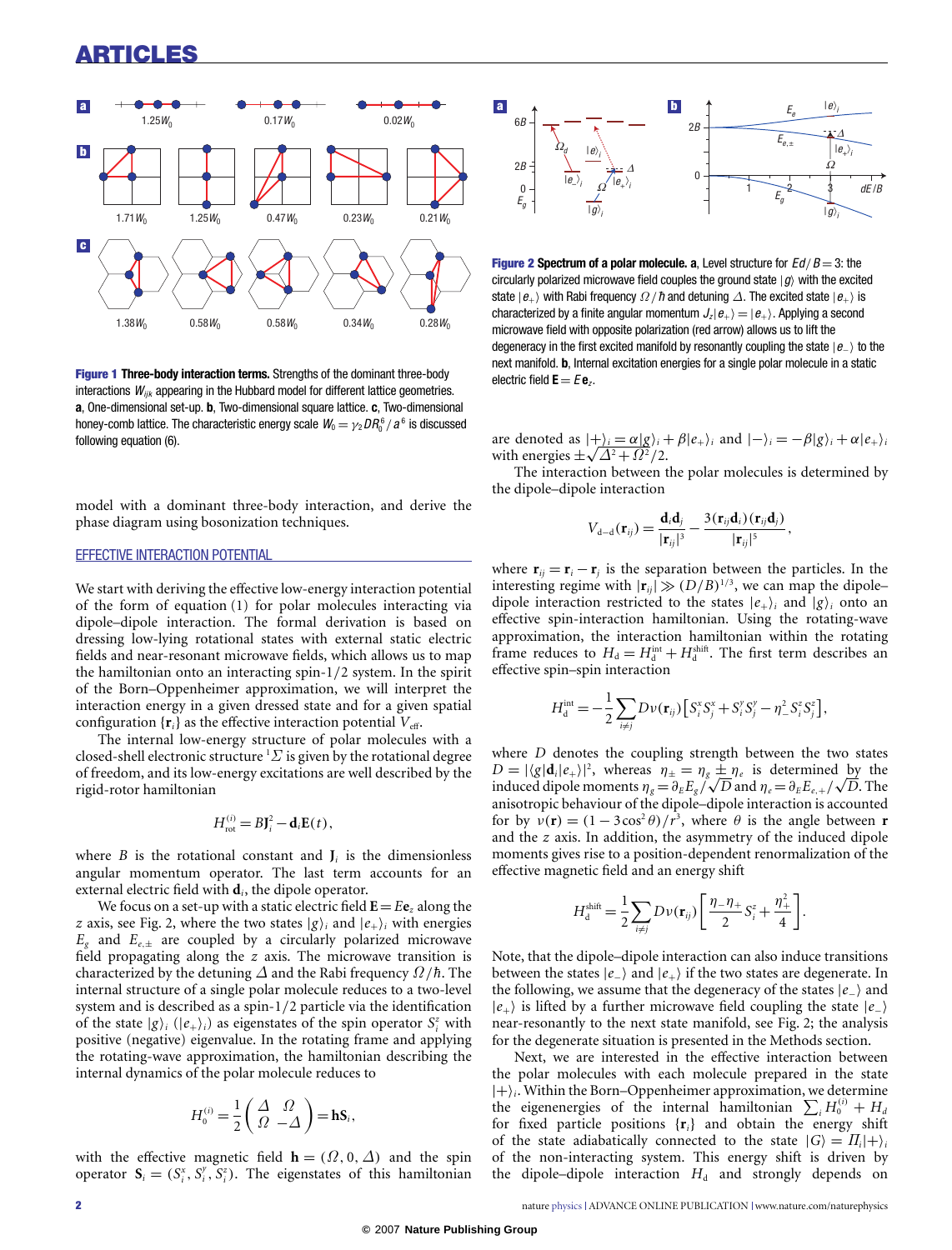1.25$W_0$

0.17$W_0$

0.02$W_0$

1.71$W_0$ 1.25$W_0$ 0.47$W_0$ 0.23$W_0$ 0.21$W_0$

1.38$W_0$ 0.58$W_0$ 0.58$W_0$ 0.34$W_0$ 0.28$W_0$

**Figure 1 Three-body interaction terms.** Strengths of the dominant three-body interactions $W_{ijk}$ appearing in the Hubbard model for different lattice geometries. **a**, One-dimensional set-up. **b**, Two-dimensional square lattice. **c**, Two-dimensional honey-comb lattice. The characteristic energy scale $W_0 = \gamma_2 D R_0^6 / a^6$ is discussed following equation (6).

model with a dominant three-body interaction, and derive the phase diagram using bosonization techniques.

## EFFECTIVE INTERACTION POTENTIAL

We start with deriving the effective low-energy interaction potential of the form of equation (1) for polar molecules interacting via dipole–dipole interaction. The formal derivation is based on dressing low-lying rotational states with external static electric fields and near-resonant microwave fields, which allows us to map the hamiltonian onto an interacting spin-1/2 system. In the spirit of the Born–Oppenheimer approximation, we will interpret the interaction energy in a given dressed state and for a given spatial configuration $\{\mathbf{r}_i\}$ as the effective interaction potential $V_{\rm eff}$.

The internal low-energy structure of polar molecules with a closed-shell electronic structure ${}^1\Sigma$ is given by the rotational degree of freedom, and its low-energy excitations are well described by the rigid-rotor hamiltonian

$$H_{\rm rot}^{(i)} = B\mathbf{J}_i^2 - \mathbf{d}_i \mathbf{E}(t),$$

where $B$ is the rotational constant and $\mathbf{J}_i$ is the dimensionless angular momentum operator. The last term accounts for an external electric field with $\mathbf{d}_i$, the dipole operator.

We focus on a set-up with a static electric field $\mathbf{E} = E\mathbf{e}_z$ along the $z$ axis, see Fig. 2, where the two states $|g\rangle_i$ and $|e_+\rangle_i$ with energies $E_g$ and $E_{e,\pm}$ are coupled by a circularly polarized microwave field propagating along the $z$ axis. The microwave transition is characterized by the detuning $\Delta$ and the Rabi frequency $\Omega/\hbar$. The internal structure of a single polar molecule reduces to a two-level system and is described as a spin-1/2 particle via the identification of the state $|g\rangle_i$ ($|e_+\rangle_i$) as eigenstates of the spin operator $S_i^z$ with positive (negative) eigenvalue. In the rotating frame and applying the rotating-wave approximation, the hamiltonian describing the internal dynamics of the polar molecule reduces to

$$H_0^{(i)} = \frac{1}{2}\begin{pmatrix} \Delta & \Omega \\ \Omega & -\Delta \end{pmatrix} = \mathbf{h}\mathbf{S}_i,$$

with the effective magnetic field $\mathbf{h} = (\Omega, 0, \Delta)$ and the spin operator $\mathbf{S}_i = (S_i^x, S_i^y, S_i^z)$. The eigenstates of this hamiltonian are denoted as $|+\rangle_i = \alpha|g\rangle_i + \beta|e_+\rangle_i$ and $|-\rangle_i = -\beta|g\rangle_i + \alpha|e_+\rangle_i$ with energies $\pm\sqrt{\Delta^2+\Omega^2}/2$.

6$B$ 2$B$ 0 $E_g$ $\Omega_d$ $|e\rangle_i$ $|e_-\rangle_i$ $\Delta$ $|e_+\rangle_i$ $\Omega$ $|g\rangle_i$

2$B$ 0 $E_e$ $|e\rangle_i$ $E_{e,\pm}$ $\Delta$ $|e_+\rangle_i$ $\Omega$ 1 2 3 $dE/B$ $E_g$ $|g\rangle_i$

**Figure 2 Spectrum of a polar molecule. a**, Level structure for $Ed/B = 3$: the circularly polarized microwave field couples the ground state $|g\rangle$ with the excited state $|e_+\rangle$ with Rabi frequency $\Omega/\hbar$ and detuning $\Delta$. The excited state $|e_+\rangle$ is characterized by a finite angular momentum $J_z|e_+\rangle = |e_+\rangle$. Applying a second microwave field with opposite polarization (red arrow) allows us to lift the degeneracy in the first excited manifold by resonantly coupling the state $|e_-\rangle$ to the next manifold. **b**, Internal excitation energies for a single polar molecule in a static electric field $\mathbf{E} = E\mathbf{e}_z$.

The interaction between the polar molecules is determined by the dipole–dipole interaction

$$V_{\rm d-d}(\mathbf{r}_{ij}) = \frac{\mathbf{d}_i\mathbf{d}_j}{|\mathbf{r}_{ij}|^3} - \frac{3(\mathbf{r}_{ij}\mathbf{d}_i)(\mathbf{r}_{ij}\mathbf{d}_j)}{|\mathbf{r}_{ij}|^5},$$

where $\mathbf{r}_{ij} = \mathbf{r}_i - \mathbf{r}_j$ is the separation between the particles. In the interesting regime with $|\mathbf{r}_{ij}| \gg (D/B)^{1/3}$, we can map the dipole–dipole interaction restricted to the states $|e_+\rangle_i$ and $|g\rangle_i$ onto an effective spin-interaction hamiltonian. Using the rotating-wave approximation, the interaction hamiltonian within the rotating frame reduces to $H_{\rm d} = H_{\rm d}^{\rm int} + H_{\rm d}^{\rm shift}$. The first term describes an effective spin–spin interaction

$$H_{\rm d}^{\rm int} = -\frac{1}{2}\sum_{i\neq j} D\nu(\mathbf{r}_{ij})\left[S_i^x S_j^x + S_i^y S_j^y - \eta_-^2 S_i^z S_j^z\right],$$

where $D$ denotes the coupling strength between the two states $D = |\langle g|\mathbf{d}_i|e_+\rangle|^2$, whereas $\eta_\pm = \eta_g \pm \eta_e$ is determined by the induced dipole moments $\eta_g = \partial_E E_g/\sqrt{D}$ and $\eta_e = \partial_E E_{e,+}/\sqrt{D}$. The anisotropic behaviour of the dipole–dipole interaction is accounted for by $\nu(\mathbf{r}) = (1-3\cos^2\theta)/r^3$, where $\theta$ is the angle between $\mathbf{r}$ and the $z$ axis. In addition, the asymmetry of the induced dipole moments gives rise to a position-dependent renormalization of the effective magnetic field and an energy shift

$$H_{\rm d}^{\rm shift} = \frac{1}{2}\sum_{i\neq j} D\nu(\mathbf{r}_{ij})\left[\frac{\eta_-\eta_+}{2}S_i^z + \frac{\eta_+^2}{4}\right].$$

Note, that the dipole–dipole interaction can also induce transitions between the states $|e_-\rangle$ and $|e_+\rangle$ if the two states are degenerate. In the following, we assume that the degeneracy of the states $|e_-\rangle$ and $|e_+\rangle$ is lifted by a further microwave field coupling the state $|e_-\rangle$ near-resonantly to the next state manifold, see Fig. 2; the analysis for the degenerate situation is presented in the Methods section.

Next, we are interested in the effective interaction between the polar molecules with each molecule prepared in the state $|+\rangle_i$. Within the Born–Oppenheimer approximation, we determine the eigenenergies of the internal hamiltonian $\sum_i H_0^{(i)} + H_{\rm d}$ for fixed particle positions $\{\mathbf{r}_i\}$ and follow the energy shift of the state adiabatically connected to the state $|G\rangle = \Pi_i|+\rangle_i$ of the non-interacting system. This energy shift is driven by the dipole–dipole interaction $H_{\rm d}$ and strongly depends on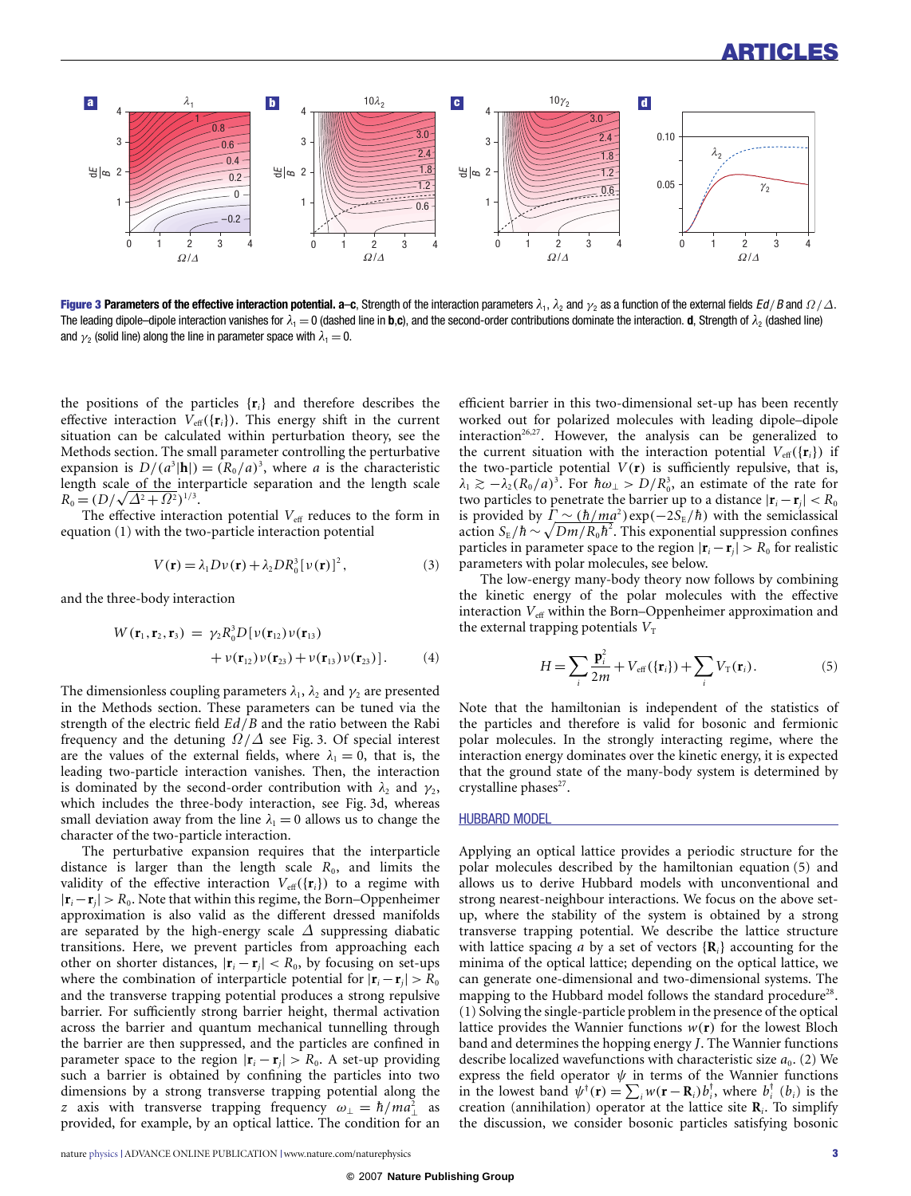a

$\lambda_1$

4

3

$\frac{dE}{B}$ 2

1

0 1 2 3 4

$\Omega/\Delta$

1

0.8

0.6

0.4

0.2

0

−0.2

b

$10\lambda_2$

4

3

$\frac{dE}{B}$ 2

1

0 1 2 3 4

$\Omega/\Delta$

3.0

2.4

1.8

1.2

0.6

c

$10\gamma_2$

4

3

$\frac{dE}{B}$ 2

1

0 1 2 3 4

$\Omega/\Delta$

3.0

2.4

1.8

1.2

0.6

d

0.10

0.05

0 1 2 3 4

$\Omega/\Delta$

$\lambda_2$

$\gamma_2$

**Figure 3 Parameters of the effective interaction potential. a–c**, Strength of the interaction parameters $\lambda_1$, $\lambda_2$ and $\gamma_2$ as a function of the external fields $Ed/B$ and $\Omega/\Delta$. The leading dipole–dipole interaction vanishes for $\lambda_1 = 0$ (dashed line in **b**,**c**), and the second-order contributions dominate the interaction. **d**, Strength of $\lambda_2$ (dashed line) and $\gamma_2$ (solid line) along the line in parameter space with $\lambda_1 = 0$.

the positions of the particles $\{\mathbf{r}_i\}$ and therefore describes the effective interaction $V_{\rm eff}(\{\mathbf{r}_i\})$. This energy shift in the current situation can be calculated within perturbation theory, see the Methods section. The small parameter controlling the perturbative expansion is $D/(a^3|\mathbf{h}|) = (R_0/a)^3$, where $a$ is the characteristic length scale of the interparticle separation and the length scale $R_0 = (D/\sqrt{\Delta^2+\Omega^2})^{1/3}$.

The effective interaction potential $V_{\rm eff}$ reduces to the form in equation (1) with the two-particle interaction potential

$$V(\mathbf{r}) = \lambda_1 D\nu(\mathbf{r}) + \lambda_2 D R_0^3 [\nu(\mathbf{r})]^2, \qquad (3)$$

and the three-body interaction

$$W(\mathbf{r}_1,\mathbf{r}_2,\mathbf{r}_3) = \gamma_2 R_0^3 D[\nu(\mathbf{r}_{12})\nu(\mathbf{r}_{13}) + \nu(\mathbf{r}_{12})\nu(\mathbf{r}_{23}) + \nu(\mathbf{r}_{13})\nu(\mathbf{r}_{23})]. \qquad (4)$$

The dimensionless coupling parameters $\lambda_1$, $\lambda_2$ and $\gamma_2$ are presented in the Methods section. These parameters can be tuned via the strength of the electric field $Ed/B$ and the ratio between the Rabi frequency and the detuning $\Omega/\Delta$ see Fig. 3. Of special interest are the values of the external fields, where $\lambda_1 = 0$, that is, the leading two-particle interaction vanishes. Then, the interaction is dominated by the second-order contribution with $\lambda_2$ and $\gamma_2$, which includes the three-body interaction, see Fig. 3d, whereas small deviation away from the line $\lambda_1 = 0$ allows us to change the character of the two-particle interaction.

The perturbative expansion requires that the interparticle distance is larger than the length scale $R_0$, and limits the validity of the effective interaction $V_{\rm eff}(\{\mathbf{r}_i\})$ to a regime with $|\mathbf{r}_i - \mathbf{r}_j| > R_0$. Note that within this regime, the Born–Oppenheimer approximation is also valid as the different dressed manifolds are separated by the high-energy scale $\Delta$ suppressing diabatic transitions. Here, we prevent particles from approaching each other on shorter distances, $|\mathbf{r}_i - \mathbf{r}_j| < R_0$, by focusing on set-ups where the combination of interparticle potential for $|\mathbf{r}_i - \mathbf{r}_j| > R_0$ and the transverse trapping potential produces a strong repulsive barrier. For sufficiently strong barrier height, thermal activation across the barrier and quantum mechanical tunnelling through the barrier are then suppressed, and the particles are confined in parameter space to the region $|\mathbf{r}_i - \mathbf{r}_j| > R_0$. A set-up providing such a barrier is obtained by confining the particles into two dimensions by a strong transverse trapping potential along the $z$ axis with transverse trapping frequency $\omega_\perp = \hbar/ma_\perp^2$ as provided, for example, by an optical lattice. The condition for an efficient barrier in this two-dimensional set-up has been recently worked out for polarized molecules with leading dipole–dipole interaction[26,27]. However, the analysis can be generalized to the current situation with the interaction potential $V_{\rm eff}(\{\mathbf{r}_i\})$ if the two-particle potential $V(\mathbf{r})$ is sufficiently repulsive, that is, $\lambda_1 \gtrsim -\lambda_2(R_0/a)^3$. For $\hbar\omega_\perp > D/R_0^3$, an estimate of the rate for two particles to penetrate the barrier up to a distance $|\mathbf{r}_i - \mathbf{r}_j| < R_0$ is provided by $\Gamma \sim (\hbar/ma^2)\exp(-2S_{\rm E}/\hbar)$ with the semiclassical action $S_{\rm E}/\hbar \sim \sqrt{Dm/R_0\hbar^2}$. This exponential suppression confines particles in parameter space to the region $|\mathbf{r}_i - \mathbf{r}_j| > R_0$ for realistic parameters with polar molecules, see below.

The low-energy many-body theory now follows by combining the kinetic energy of the polar molecules with the effective interaction $V_{\rm eff}$ within the Born–Oppenheimer approximation and the external trapping potentials $V_{\rm T}$

$$H = \sum_i \frac{\mathbf{p}_i^2}{2m} + V_{\rm eff}(\{\mathbf{r}_i\}) + \sum_i V_{\rm T}(\mathbf{r}_i). \qquad (5)$$

Note that the hamiltonian is independent of the statistics of the particles and therefore is valid for bosonic and fermionic polar molecules. In the strongly interacting regime, where the interaction energy dominates over the kinetic energy, it is expected that the ground state of the many-body system is determined by crystalline phases[27].

## HUBBARD MODEL

Applying an optical lattice provides a periodic structure for the polar molecules described by the hamiltonian equation (5) and allows us to derive Hubbard models with unconventional and strong nearest-neighbour interactions. We focus on the above set-up, where the stability of the system is obtained by a strong transverse trapping potential. We describe the lattice structure with lattice spacing $a$ by a set of vectors $\{\mathbf{R}_i\}$ accounting for the minima of the optical lattice; depending on the optical lattice, we can generate one-dimensional and two-dimensional systems. The mapping to the Hubbard model follows the standard procedure[28]. (1) Solving the single-particle problem in the presence of the optical lattice provides the Wannier functions $w(\mathbf{r})$ for the lowest Bloch band and determines the hopping energy $J$. The Wannier functions describe localized wavefunctions with characteristic size $a_0$. (2) We express the field operator $\psi$ in terms of the Wannier functions in the lowest band $\psi^\dagger(\mathbf{r}) = \sum_i w(\mathbf{r}-\mathbf{R}_i) b_i^\dagger$, where $b_i^\dagger$ ($b_i$) is the creation (annihilation) operator at the lattice site $\mathbf{R}_i$. To simplify the discussion, we consider bosonic particles satisfying bosonic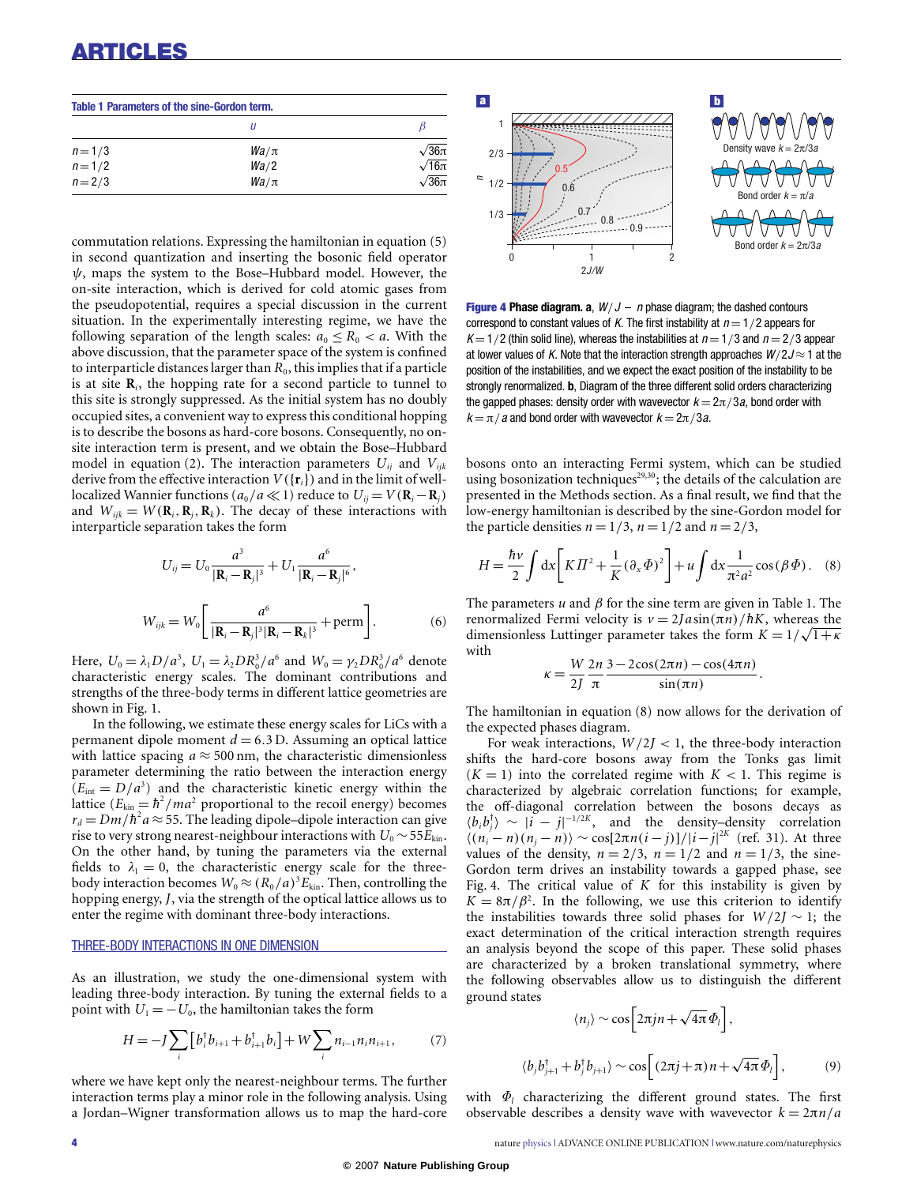**Table 1 Parameters of the sine-Gordon term.**

| | $u$ | $\beta$ |
|---|---|---|
| $n=1/3$ | $Wa/\pi$ | $\sqrt{36\pi}$ |
| $n=1/2$ | $Wa/2$ | $\sqrt{16\pi}$ |
| $n=2/3$ | $Wa/\pi$ | $\sqrt{36\pi}$ |

commutation relations. Expressing the hamiltonian in equation (5) in second quantization and inserting the bosonic field operator $\psi$, maps the system to the Bose–Hubbard model. However, the on-site interaction, which is derived for cold atomic gases from the pseudopotential, requires a special discussion in the current situation. In the experimentally interesting regime, we have the following separation of the length scales: $a_0 \leq R_0 < a$. With the above discussion, that the parameter space of the system is confined to interparticle distances larger than $R_0$, this implies that if a particle is at site $\mathbf{R}_i$, the hopping rate for a second particle to tunnel to this site is strongly suppressed. As the initial system has no doubly occupied sites, a convenient way to express this conditional hopping is to describe the bosons as hard-core bosons. Consequently, no on-site interaction term is present, and we obtain the Bose–Hubbard model in equation (2). The interaction parameters $U_{ij}$ and $V_{ijk}$ derive from the effective interaction $V(\{\mathbf{r}_i\})$ and in the limit of well-localized Wannier functions ($a_0/a \ll 1$) reduce to $U_{ij} = V(\mathbf{R}_i - \mathbf{R}_j)$ and $W_{ijk} = W(\mathbf{R}_i, \mathbf{R}_j, \mathbf{R}_k)$. The decay of these interactions with interparticle separation takes the form

$$U_{ij} = U_0 \frac{a^3}{|\mathbf{R}_i - \mathbf{R}_j|^3} + U_1 \frac{a^6}{|\mathbf{R}_i - \mathbf{R}_j|^6},$$

$$W_{ijk} = W_0 \left[ \frac{a^6}{|\mathbf{R}_i - \mathbf{R}_j|^3 |\mathbf{R}_i - \mathbf{R}_k|^3} + \text{perm} \right]. \quad (6)$$

Here, $U_0 = \lambda_1 D/a^3$, $U_1 = \lambda_2 D R_0^3/a^6$ and $W_0 = \gamma_2 D R_0^3/a^6$ denote characteristic energy scales. The dominant contributions and strengths of the three-body terms in different lattice geometries are shown in Fig. 1.

In the following, we estimate these energy scales for LiCs with a permanent dipole moment $d = 6.3$ D. Assuming an optical lattice with lattice spacing $a \approx 500$ nm, the characteristic dimensionless parameter determining the ratio between the interaction energy ($E_{\text{int}} = D/a^3$) and the characteristic kinetic energy within the lattice ($E_{\text{kin}} = \hbar^2/ma^2$ proportional to the recoil energy) becomes $r_d = Dm/\hbar^2 a \approx 55$. The leading dipole–dipole interaction can give rise to very strong nearest-neighbour interactions with $U_0 \sim 55 E_{\text{kin}}$. On the other hand, by tuning the parameters via the external fields to $\lambda_1 = 0$, the characteristic energy scale for the three-body interaction becomes $W_0 \approx (R_0/a)^3 E_{\text{kin}}$. Then, controlling the hopping energy, $J$, via the strength of the optical lattice allows us to enter the regime with dominant three-body interactions.

## THREE-BODY INTERACTIONS IN ONE DIMENSION

As an illustration, we study the one-dimensional system with leading three-body interaction. By tuning the external fields to a point with $U_1 = -U_0$, the hamiltonian takes the form

$$H = -J \sum_i \left[ b_i^\dagger b_{i+1} + b_{i+1}^\dagger b_i \right] + W \sum_i n_{i-1} n_i n_{i+1}, \quad (7)$$

where we have kept only the nearest-neighbour terms. The further interaction terms play a minor role in the following analysis. Using a Jordan–Wigner transformation allows us to map the hard-core bosons onto an interacting Fermi system, which can be studied using bosonization techniques[29,30]; the details of the calculation are presented in the Methods section. As a final result, we find that the low-energy hamiltonian is described by the sine-Gordon model for the particle densities $n = 1/3$, $n = 1/2$ and $n = 2/3$,

$$H = \frac{\hbar v}{2} \int \mathrm{d}x \left[ K \Pi^2 + \frac{1}{K} (\partial_x \Phi)^2 \right] + u \int \mathrm{d}x \frac{1}{\pi^2 a^2} \cos(\beta \Phi). \quad (8)$$

The parameters $u$ and $\beta$ for the sine term are given in Table 1. The renormalized Fermi velocity is $v = 2Ja \sin(\pi n)/\hbar K$, whereas the dimensionless Luttinger parameter takes the form $K = 1/\sqrt{1+\kappa}$ with

$$\kappa = \frac{W}{2J} \frac{2n}{\pi} \frac{3 - 2\cos(2\pi n) - \cos(4\pi n)}{\sin(\pi n)}.$$

The hamiltonian in equation (8) now allows for the derivation of the expected phases diagram.

For weak interactions, $W/2J < 1$, the three-body interaction shifts the hard-core bosons away from the Tonks gas limit ($K = 1$) into the correlated regime with $K < 1$. This regime is characterized by algebraic correlation functions; for example, the off-diagonal correlation between the bosons decays as $\langle b_i b_j^\dagger \rangle \sim |i - j|^{-1/2K}$, and the density–density correlation $\langle (n_i - n)(n_j - n) \rangle \sim \cos[2\pi n(i-j)]/|i-j|^{2K}$ (ref. 31). At three values of the density, $n = 2/3$, $n = 1/2$ and $n = 1/3$, the sine-Gordon term drives an instability towards a gapped phase, see Fig. 4. The critical value of $K$ for this instability is given by $K = 8\pi/\beta^2$. In the following, we use this criterion to identify the instabilities towards three solid phases for $W/2J \sim 1$; the exact determination of the critical interaction strength requires an analysis beyond the scope of this paper. These solid phases are characterized by a broken translational symmetry, where the following observables allow us to distinguish the different ground states

$$\langle n_j \rangle \sim \cos\left[ 2\pi j n + \sqrt{4\pi} \Phi_l \right],$$

$$\langle b_j b_{j+1}^\dagger + b_j^\dagger b_{j+1} \rangle \sim \cos\left[ (2\pi j + \pi) n + \sqrt{4\pi} \Phi_l \right], \quad (9)$$

with $\Phi_l$ characterizing the different ground states. The first observable describes a density wave with wavevector $k = 2\pi n/a$

a
1
2/3
$n$ 1/2
1/3
0.5
0.6
0.7
0.8
0.9
0
1
2
2J/W

b
Density wave $k = 2\pi/3a$
Bond order $k = \pi/a$
Bond order $k = 2\pi/3a$

**Figure 4 Phase diagram.** **a**, $W/J - n$ phase diagram; the dashed contours correspond to constant values of $K$. The first instability at $n = 1/2$ appears for $K = 1/2$ (thin solid line), whereas the instabilities at $n = 1/3$ and $n = 2/3$ appear at lower values of $K$. Note that the interaction strength approaches $W/2J \approx 1$ at the position of the instabilities, and we expect the exact position of the instability to be strongly renormalized. **b**, Diagram of the three different solid orders characterizing the gapped phases: density order with wavevector $k = 2\pi/3a$, bond order with $k = \pi/a$ and bond order with wavevector $k = 2\pi/3a$.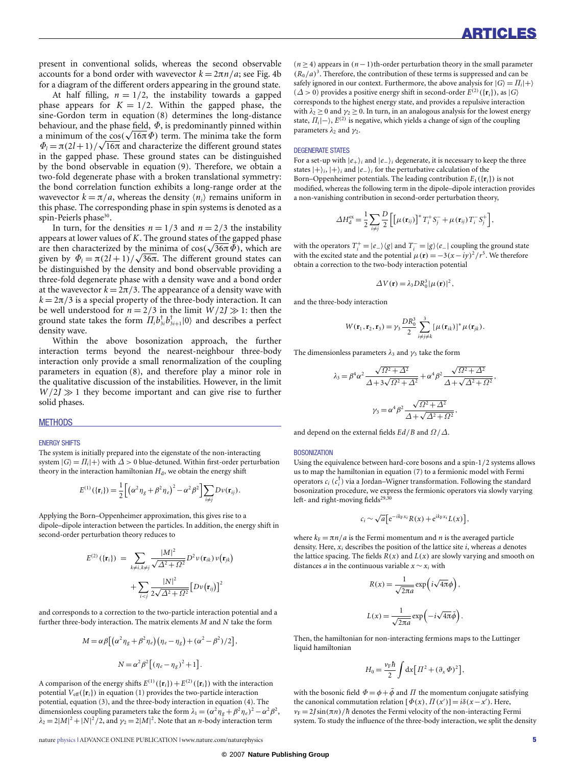present in conventional solids, whereas the second observable accounts for a bond order with wavevector $k = 2\pi n/a$; see Fig. 4b for a diagram of the different orders appearing in the ground state.

At half filling, $n = 1/2$, the instability towards a gapped phase appears for $K = 1/2$. Within the gapped phase, the sine-Gordon term in equation (8) determines the long-distance behaviour, and the phase field, $\Phi$, is predominantly pinned within a minimum of the $\cos(\sqrt{16\pi}\Phi)$ term. The minima take the form $\Phi_l = \pi(2l+1)/\sqrt{16\pi}$ and characterize the different ground states in the gapped phase. These ground states can be distinguished by the bond observable in equation (9). Therefore, we obtain a two-fold degenerate phase with a broken translational symmetry: the bond correlation function exhibits a long-range order at the wavevector $k = \pi/a$, whereas the density $\langle n_l \rangle$ remains uniform in this phase. The corresponding phase in spin systems is denoted as a spin-Peierls phase[30].

In turn, for the densities $n = 1/3$ and $n = 2/3$ the instability appears at lower values of $K$. The ground states of the gapped phase are then characterized by the minima of $\cos(\sqrt{36\pi}\Phi)$, which are given by $\Phi_l = \pi(2l+1)/\sqrt{36\pi}$. The different ground states can be distinguished by the density and bond observable providing a three-fold degenerate phase with a density wave and a bond order at the wavevector $k = 2\pi/3$. The appearance of a density wave with $k = 2\pi/3$ is a special property of the three-body interaction. It can be well understood for $n = 2/3$ in the limit $W/2J \gg 1$: then the ground state takes the form $\Pi_i b^{\dagger}_{3i} b^{\dagger}_{3i+1}|0\rangle$ and describes a perfect density wave.

Within the above bosonization approach, the further interaction terms beyond the nearest-neighbour three-body interaction only provide a small renormalization of the coupling parameters in equation (8), and therefore play a minor role in the qualitative discussion of the instabilities. However, in the limit $W/2J \gg 1$ they become important and can give rise to further solid phases.

## METHODS

### ENERGY SHIFTS

The system is initially prepared into the eigenstate of the non-interacting system $|G\rangle = \Pi_i|+\rangle$ with $\Delta > 0$ blue-detuned. Within first-order perturbation theory in the interaction hamiltonian $H_d$, we obtain the energy shift

$$E^{(1)}(\{\mathbf{r}_i\}) = \frac{1}{2}\left[\left(\alpha^2\eta_g + \beta^2\eta_e\right)^2 - \alpha^2\beta^2\right]\sum_{i\neq j} D\nu(\mathbf{r}_{ij}).$$

Applying the Born–Oppenheimer approximation, this gives rise to a dipole–dipole interaction between the particles. In addition, the energy shift in second-order perturbation theory reduces to

$$E^{(2)}(\{\mathbf{r}_i\}) = \sum_{k\neq i, k\neq j} \frac{|M|^2}{\sqrt{\Delta^2+\Omega^2}} D^2 \nu(\mathbf{r}_{ik})\,\nu(\mathbf{r}_{jk}) + \sum_{i<j} \frac{|N|^2}{2\sqrt{\Delta^2+\Omega^2}}\left[D\nu(\mathbf{r}_{ij})\right]^2$$

and corresponds to a correction to the two-particle interaction potential and a further three-body interaction. The matrix elements $M$ and $N$ take the form

$$M = \alpha\beta\left[\left(\alpha^2\eta_g + \beta^2\eta_e\right)(\eta_e - \eta_g) + (\alpha^2 - \beta^2)/2\right],$$

$$N = \alpha^2\beta^2\left[(\eta_e - \eta_g)^2 + 1\right].$$

A comparison of the energy shifts $E^{(1)}(\{\mathbf{r}_i\}) + E^{(2)}(\{\mathbf{r}_i\})$ with the interaction potential $V_{\rm eff}(\{\mathbf{r}_i\})$ in equation (1) provides the two-particle interaction potential, equation (3), and the three-body interaction in equation (4). The dimensionless coupling parameters take the form $\lambda_1 = (\alpha^2\eta_g + \beta^2\eta_e)^2 - \alpha^2\beta^2$, $\lambda_2 = 2|M|^2 + |N|^2/2$, and $\gamma_2 = 2|M|^2$. Note that an $n$-body interaction term ($n \geq 4$) appears in $(n-1)$th-order perturbation theory in the small parameter $(R_0/a)^3$. Therefore, the contribution of these terms is suppressed and can be safely ignored in our context. Furthermore, the above analysis for $|G\rangle = \Pi_i|+\rangle$ ($\Delta > 0$) provides a positive energy shift in second-order $E^{(2)}(\{\mathbf{r}_i\})$, as $|G\rangle$ corresponds to the highest energy state, and provides a repulsive interaction with $\lambda_2 \geq 0$ and $\gamma_2 \geq 0$. In turn, in an analogous analysis for the lowest energy state, $\Pi_i|-\rangle$, $E^{(2)}$ is negative, which yields a change of sign of the coupling parameters $\lambda_2$ and $\gamma_2$.

### DEGENERATE STATES

For a set-up with $|e_+\rangle_i$ and $|e_-\rangle_i$ degenerate, it is necessary to keep the three states $|+\rangle_i$, $|+\rangle_i$ and $|e_-\rangle_i$ for the perturbative calculation of the Born–Oppenheimer potentials. The leading contribution $E_1(\{\mathbf{r}_i\})$ is not modified, whereas the following term in the dipole–dipole interaction provides a non-vanishing contribution in second-order perturbation theory,

$$\Delta H_{\rm d}^{\rm ex} = \frac{1}{2}\sum_{i\neq j}\frac{D}{2}\left[\left[\mu(\mathbf{r}_{ij})\right]^* T_i^+ S_j^- + \mu(\mathbf{r}_{ij})\, T_i^- S_j^+\right],$$

with the operators $T_i^+ = |e_-\rangle\langle g|$ and $T_i^- = |g\rangle\langle e_-|$ coupling the ground state with the excited state and the potential $\mu(\mathbf{r}) = -3(x - iy)^2/r^5$. We therefore obtain a correction to the two-body interaction potential

$$\Delta V(\mathbf{r}) = \lambda_3 D R_0^3 |\mu(\mathbf{r})|^2,$$

and the three-body interaction

$$W(\mathbf{r}_1, \mathbf{r}_2, \mathbf{r}_3) = \gamma_3 \frac{D R_0^3}{2}\sum_{i\neq j\neq k}^{3}\left[\mu(\mathbf{r}_{ik})\right]^* \mu(\mathbf{r}_{jk}).$$

The dimensionless parameters $\lambda_3$ and $\gamma_3$ take the form

$$\lambda_3 = \beta^4\alpha^2\frac{\sqrt{\Omega^2+\Delta^2}}{\Delta + 3\sqrt{\Omega^2+\Delta^2}} + \alpha^4\beta^2\frac{\sqrt{\Omega^2+\Delta^2}}{\Delta+\sqrt{\Delta^2+\Omega^2}},$$

$$\gamma_3 = \alpha^4\beta^2\frac{\sqrt{\Omega^2+\Delta^2}}{\Delta+\sqrt{\Delta^2+\Omega^2}},$$

and depend on the external fields $Ed/B$ and $\Omega/\Delta$.

### BOSONIZATION

Using the equivalence between hard-core bosons and a spin-1/2 systems allows us to map the hamiltonian in equation (7) to a fermionic model with Fermi operators $c_i$ ($c_i^{\dagger}$) via a Jordan–Wigner transformation. Following the standard bosonization procedure, we express the fermionic operators via slowly varying left- and right-moving fields[29,30]

$$c_i \sim \sqrt{a}\left[e^{-ik_{\rm F}x_i}R(x) + e^{ik_{\rm F}x_i}L(x)\right],$$

where $k_{\rm F} = \pi n/a$ is the Fermi momentum and $n$ is the averaged particle density. Here, $x_i$ describes the position of the lattice site $i$, whereas $a$ denotes the lattice spacing. The fields $R(x)$ and $L(x)$ are slowly varying and smooth on distances $a$ in the continuous variable $x \sim x_i$ with

$$R(x) = \frac{1}{\sqrt{2\pi a}}\exp\left(i\sqrt{4\pi}\phi\right),$$

$$L(x) = \frac{1}{\sqrt{2\pi a}}\exp\left(-i\sqrt{4\pi}\bar{\phi}\right).$$

Then, the hamiltonian for non-interacting fermions maps to the Luttinger liquid hamiltonian

$$H_0 = \frac{v_{\rm F}\hbar}{2}\int {\rm d}x\left[\Pi^2 + (\partial_x\Phi)^2\right],$$

with the bosonic field $\Phi = \phi + \bar{\phi}$ and $\Pi$ the momentum conjugate satisfying the canonical commutation relation $[\Phi(x), \Pi(x')] = i\delta(x - x')$. Here, $v_{\rm F} = 2J\sin(\pi n)/\hbar$ denotes the Fermi velocity of the non-interacting Fermi system. To study the influence of the three-body interaction, we split the density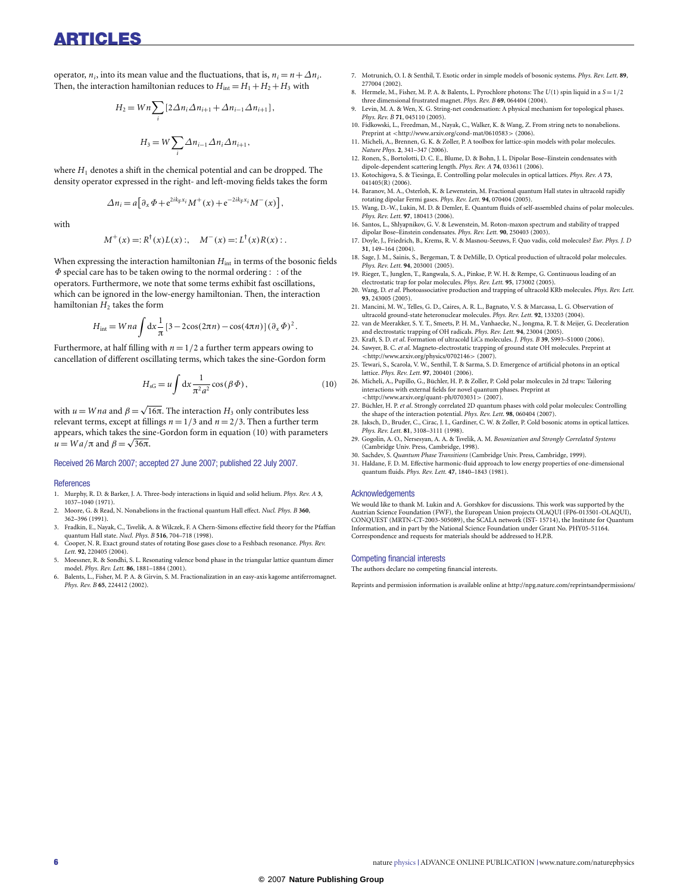operator, $n_i$, into its mean value and the fluctuations, that is, $n_i = n + \Delta n_i$. Then, the interaction hamiltonian reduces to $H_{\rm int} = H_1 + H_2 + H_3$ with

$$H_2 = Wn \sum_i [2\Delta n_i \Delta n_{i+1} + \Delta n_{i-1} \Delta n_{i+1}],$$

$$H_3 = W \sum_i \Delta n_{i-1} \Delta n_i \Delta n_{i+1},$$

where $H_1$ denotes a shift in the chemical potential and can be dropped. The density operator expressed in the right- and left-moving fields takes the form

$$\Delta n_i = a\left[\partial_x \Phi + e^{2ik_F x_i} M^+(x) + e^{-2ik_F x_i} M^-(x)\right],$$

with

$$M^+(x) =: R^\dagger(x) L(x) :, \quad M^-(x) =: L^\dagger(x) R(x) : .$$

When expressing the interaction hamiltonian $H_{\rm int}$ in terms of the bosonic fields $\Phi$ special care has to be taken owing to the normal ordering : : of the operators. Furthermore, we note that some terms exhibit fast oscillations, which can be ignored in the low-energy hamiltonian. Then, the interaction hamiltonian $H_2$ takes the form

$$H_{\rm int} = Wna \int {\rm d}x \frac{1}{\pi} [3 - 2\cos(2\pi n) - \cos(4\pi n)] (\partial_x \Phi)^2.$$

Furthermore, at half filling with $n = 1/2$ a further term appears owing to cancellation of different oscillating terms, which takes the sine-Gordon form

$$H_{\rm sG} = u \int {\rm d}x \frac{1}{\pi^2 a^2} \cos(\beta \Phi), \tag{10}$$

with $u = Wna$ and $\beta = \sqrt{16\pi}$. The interaction $H_3$ only contributes less relevant terms, except at fillings $n = 1/3$ and $n = 2/3$. Then a further term appears, which takes the sine-Gordon form in equation (10) with parameters $u = Wa/\pi$ and $\beta = \sqrt{36\pi}$.

Received 26 March 2007; accepted 27 June 2007; published 22 July 2007.

## References

1. Murphy, R. D. & Barker, J. A. Three-body interactions in liquid and solid helium. *Phys. Rev. A* **3**, 1037–1040 (1971).
2. Moore, G. & Read, N. Nonabelions in the fractional quantum Hall effect. *Nucl. Phys. B* **360**, 362–396 (1991).
3. Fradkin, E., Nayak, C., Tsvelik, A. & Wilczek, F. A Chern-Simons effective field theory for the Pfaffian quantum Hall state. *Nucl. Phys. B* **516**, 704–718 (1998).
4. Cooper, N. R. Exact ground states of rotating Bose gases close to a Feshbach resonance. *Phys. Rev. Lett.* **92**, 220405 (2004).
5. Moessner, R. & Sondhi, S. L. Resonating valence bond phase in the triangular lattice quantum dimer model. *Phys. Rev. Lett.* **86**, 1881–1884 (2001).
6. Balents, L., Fisher, M. P. A. & Girvin, S. M. Fractionalization in an easy-axis kagome antiferromagnet. *Phys. Rev. B* **65**, 224412 (2002).
7. Motrunich, O. I. & Senthil, T. Exotic order in simple models of bosonic systems. *Phys. Rev. Lett.* **89**, 277004 (2002).
8. Hermele, M., Fisher, M. P. A. & Balents, L. Pyrochlore photons: The $U(1)$ spin liquid in a $S = 1/2$ three dimensional frustrated magnet. *Phys. Rev. B* **69**, 064404 (2004).
9. Levin, M. A. & Wen, X. G. String-net condensation: A physical mechanism for topological phases. *Phys. Rev. B* **71**, 045110 (2005).
10. Fidkowski, L., Freedman, M., Nayak, C., Walker, K. & Wang, Z. From string nets to nonabelions. Preprint at <http://www.arxiv.org/cond-mat/0610583> (2006).
11. Micheli, A., Brennen, G. K. & Zoller, P. A toolbox for lattice-spin models with polar molecules. *Nature Phys.* **2**, 341–347 (2006).
12. Ronen, S., Bortolotti, D. C. E., Blume, D. & Bohn, J. L. Dipolar Bose–Einstein condensates with dipole-dependent scattering length. *Phys. Rev. A* **74**, 033611 (2006).
13. Kotochigova, S. & Tiesinga, E. Controlling polar molecules in optical lattices. *Phys. Rev. A* **73**, 041405(R) (2006).
14. Baranov, M. A., Osterloh, K. & Lewenstein, M. Fractional quantum Hall states in ultracold rapidly rotating dipolar Fermi gases. *Phys. Rev. Lett.* **94**, 070404 (2005).
15. Wang, D.-W., Lukin, M. D. & Demler, E. Quantum fluids of self-assembled chains of polar molecules. *Phys. Rev. Lett.* **97**, 180413 (2006).
16. Santos, L., Shlyapnikov, G. V. & Lewenstein, M. Roton-maxon spectrum and stability of trapped dipolar Bose–Einstein condensates. *Phys. Rev. Lett.* **90**, 250403 (2003).
17. Doyle, J., Friedrich, B., Krems, R. V. & Masnou-Seeuws, F. Quo vadis, cold molecules? *Eur. Phys. J. D* **31**, 149–164 (2004).
18. Sage, J. M., Sainis, S., Bergeman, T. & DeMille, D. Optical production of ultracold polar molecules. *Phys. Rev. Lett.* **94**, 203001 (2005).
19. Rieger, T., Junglen, T., Rangwala, S. A., Pinkse, P. W. H. & Rempe, G. Continuous loading of an electrostatic trap for polar molecules. *Phys. Rev. Lett.* **95**, 173002 (2005).
20. Wang, D. *et al.* Photoassociative production and trapping of ultracold KRb molecules. *Phys. Rev. Lett.* **93**, 243005 (2005).
21. Mancini, M. W., Telles, G. D., Caires, A. R. L., Bagnato, V. S. & Marcassa, L. G. Observation of ultracold ground-state heteronuclear molecules. *Phys. Rev. Lett.* **92**, 133203 (2004).
22. van de Meerakker, S. Y. T., Smeets, P. H. M., Vanhaecke, N., Jongma, R. T. & Meijer, G. Deceleration and electrostatic trapping of OH radicals. *Phys. Rev. Lett.* **94**, 23004 (2005).
23. Kraft, S. D. *et al.* Formation of ultracold LiCs molecules. *J. Phys. B* **39**, S993–S1000 (2006).
24. Sawyer, B. C. *et al.* Magneto-electrostatic trapping of ground state OH molecules. Preprint at <http://www.arxiv.org/physics/0702146> (2007).
25. Tewari, S., Scarola, V. W., Senthil, T. & Sarma, S. D. Emergence of artificial photons in an optical lattice. *Phys. Rev. Lett.* **97**, 200401 (2006).
26. Micheli, A., Pupillo, G., Büchler, H. P. & Zoller, P. Cold polar molecules in 2d traps: Tailoring interactions with external fields for novel quantum phases. Preprint at <http://www.arxiv.org/quant-ph/0703031> (2007).
27. Büchler, H. P. *et al.* Strongly correlated 2D quantum phases with cold polar molecules: Controlling the shape of the interaction potential. *Phys. Rev. Lett.* **98**, 060404 (2007).
28. Jaksch, D., Bruder, C., Cirac, J. I., Gardiner, C. W. & Zoller, P. Cold bosonic atoms in optical lattices. *Phys. Rev. Lett.* **81**, 3108–3111 (1998).
29. Gogolin, A. O., Nersesyan, A. A. & Tsvelik, A. M. *Bosonization and Strongly Correlated Systems* (Cambridge Univ. Press, Cambridge, 1998).
30. Sachdev, S. *Quantum Phase Transitions* (Cambridge Univ. Press, Cambridge, 1999).
31. Haldane, F. D. M. Effective harmonic-fluid approach to low energy properties of one-dimensional quantum fluids. *Phys. Rev. Lett.* **47**, 1840–1843 (1981).

## Acknowledgements

We would like to thank M. Lukin and A. Gorshkov for discussions. This work was supported by the Austrian Science Foundation (FWF), the European Union projects OLAQUI (FP6-013501-OLAQUI), CONQUEST (MRTN-CT-2003-505089), the SCALA network (IST- 15714), the Institute for Quantum Information, and in part by the National Science Foundation under Grant No. PHY05-51164. Correspondence and requests for materials should be addressed to H.P.B.

## Competing financial interests

The authors declare no competing financial interests.

Reprints and permission information is available online at http://npg.nature.com/reprintsandpermissions/